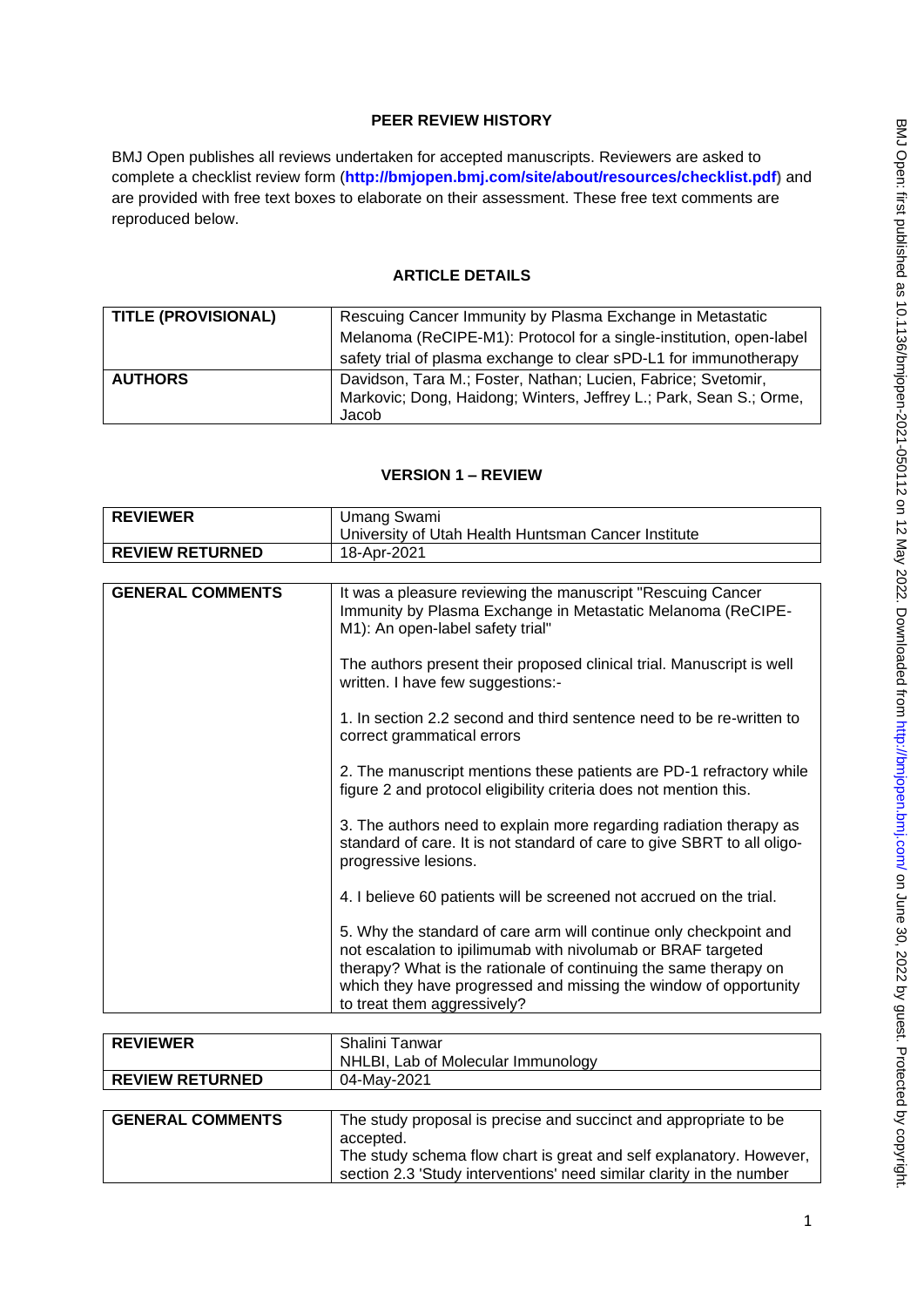## PEER REVIEW HISTORY

BMJ Open publishes all reviews undertaken for accepted manuscripts. Reviewers are asked to complete a checklist review form (**http://bmjopen.bmj.com/site/about/resources/checklist.pdf**) and are provided with free text boxes to elaborate on their assessment. These free text comments are reproduced below.

## ARTICLE DETAILS

| | |
|---|---|
| **TITLE (PROVISIONAL)** | Rescuing Cancer Immunity by Plasma Exchange in Metastatic Melanoma (ReCIPE-M1): Protocol for a single-institution, open-label safety trial of plasma exchange to clear sPD-L1 for immunotherapy |
| **AUTHORS** | Davidson, Tara M.; Foster, Nathan; Lucien, Fabrice; Svetomir, Markovic; Dong, Haidong; Winters, Jeffrey L.; Park, Sean S.; Orme, Jacob |

## VERSION 1 – REVIEW

| | |
|---|---|
| **REVIEWER** | Umang Swami<br>University of Utah Health Huntsman Cancer Institute |
| **REVIEW RETURNED** | 18-Apr-2021 |

| | |
|---|---|
| **GENERAL COMMENTS** | It was a pleasure reviewing the manuscript "Rescuing Cancer Immunity by Plasma Exchange in Metastatic Melanoma (ReCIPE-M1): An open-label safety trial"<br><br>The authors present their proposed clinical trial. Manuscript is well written. I have few suggestions:-<br><br>1. In section 2.2 second and third sentence need to be re-written to correct grammatical errors<br><br>2. The manuscript mentions these patients are PD-1 refractory while figure 2 and protocol eligibility criteria does not mention this.<br><br>3. The authors need to explain more regarding radiation therapy as standard of care. It is not standard of care to give SBRT to all oligo-progressive lesions.<br><br>4. I believe 60 patients will be screened not accrued on the trial.<br><br>5. Why the standard of care arm will continue only checkpoint and not escalation to ipilimumab with nivolumab or BRAF targeted therapy? What is the rationale of continuing the same therapy on which they have progressed and missing the window of opportunity to treat them aggressively? |

| | |
|---|---|
| **REVIEWER** | Shalini Tanwar<br>NHLBI, Lab of Molecular Immunology |
| **REVIEW RETURNED** | 04-May-2021 |

| | |
|---|---|
| **GENERAL COMMENTS** | The study proposal is precise and succinct and appropriate to be accepted.<br>The study schema flow chart is great and self explanatory. However, section 2.3 'Study interventions' need similar clarity in the number |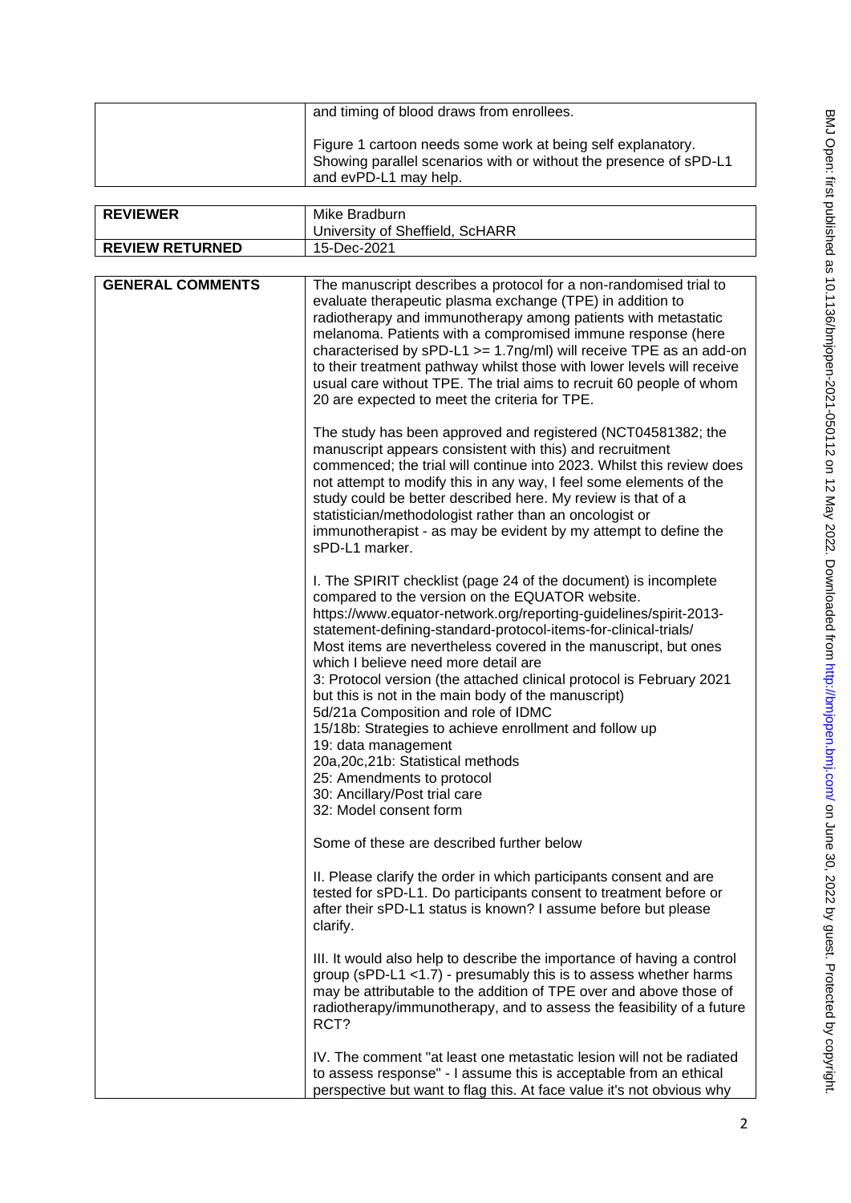| | |
|---|---|
| | and timing of blood draws from enrollees.<br><br>Figure 1 cartoon needs some work at being self explanatory. Showing parallel scenarios with or without the presence of sPD-L1 and evPD-L1 may help. |

| | |
|---|---|
| **REVIEWER** | Mike Bradburn<br>University of Sheffield, ScHARR |
| **REVIEW RETURNED** | 15-Dec-2021 |

| | |
|---|---|
| **GENERAL COMMENTS** | The manuscript describes a protocol for a non-randomised trial to evaluate therapeutic plasma exchange (TPE) in addition to radiotherapy and immunotherapy among patients with metastatic melanoma. Patients with a compromised immune response (here characterised by sPD-L1 >= 1.7ng/ml) will receive TPE as an add-on to their treatment pathway whilst those with lower levels will receive usual care without TPE. The trial aims to recruit 60 people of whom 20 are expected to meet the criteria for TPE.<br><br>The study has been approved and registered (NCT04581382; the manuscript appears consistent with this) and recruitment commenced; the trial will continue into 2023. Whilst this review does not attempt to modify this in any way, I feel some elements of the study could be better described here. My review is that of a statistician/methodologist rather than an oncologist or immunotherapist - as may be evident by my attempt to define the sPD-L1 marker.<br><br>I. The SPIRIT checklist (page 24 of the document) is incomplete compared to the version on the EQUATOR website. https://www.equator-network.org/reporting-guidelines/spirit-2013-statement-defining-standard-protocol-items-for-clinical-trials/<br>Most items are nevertheless covered in the manuscript, but ones which I believe need more detail are<br>3: Protocol version (the attached clinical protocol is February 2021 but this is not in the main body of the manuscript)<br>5d/21a Composition and role of IDMC<br>15/18b: Strategies to achieve enrollment and follow up<br>19: data management<br>20a,20c,21b: Statistical methods<br>25: Amendments to protocol<br>30: Ancillary/Post trial care<br>32: Model consent form<br><br>Some of these are described further below<br><br>II. Please clarify the order in which participants consent and are tested for sPD-L1. Do participants consent to treatment before or after their sPD-L1 status is known? I assume before but please clarify.<br><br>III. It would also help to describe the importance of having a control group (sPD-L1 <1.7) - presumably this is to assess whether harms may be attributable to the addition of TPE over and above those of radiotherapy/immunotherapy, and to assess the feasibility of a future RCT?<br><br>IV. The comment "at least one metastatic lesion will not be radiated to assess response" - I assume this is acceptable from an ethical perspective but want to flag this. At face value it's not obvious why |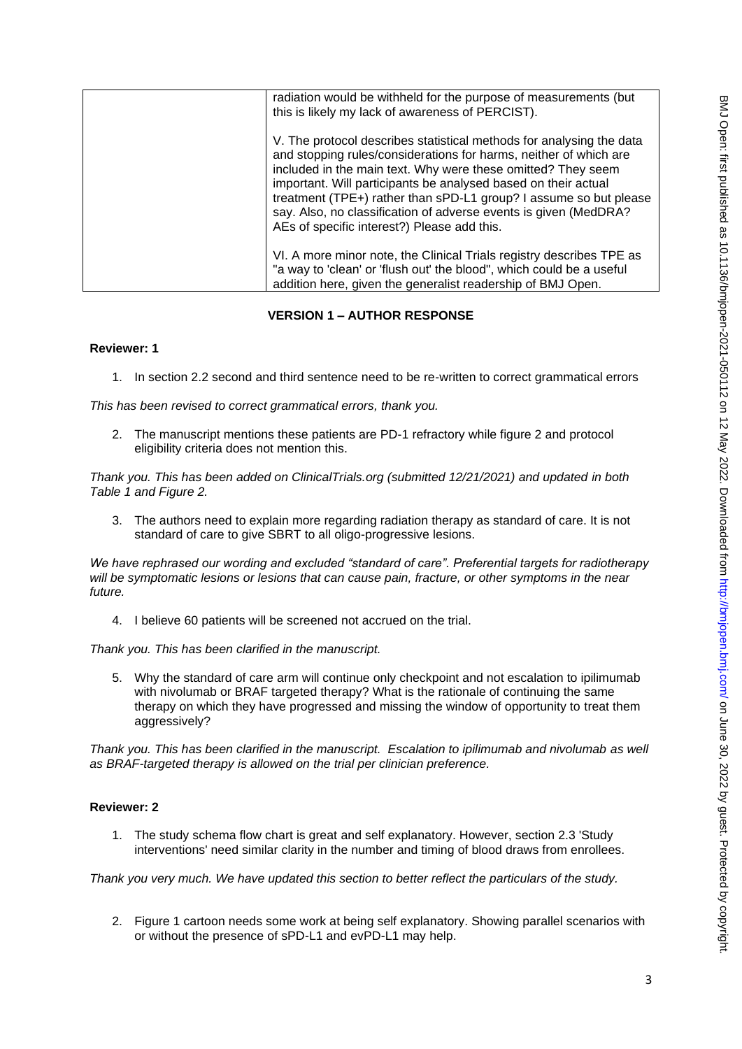| | radiation would be withheld for the purpose of measurements (but this is likely my lack of awareness of PERCIST).<br><br>V. The protocol describes statistical methods for analysing the data and stopping rules/considerations for harms, neither of which are included in the main text. Why were these omitted? They seem important. Will participants be analysed based on their actual treatment (TPE+) rather than sPD-L1 group? I assume so but please say. Also, no classification of adverse events is given (MedDRA? AEs of specific interest?) Please add this.<br><br>VI. A more minor note, the Clinical Trials registry describes TPE as "a way to 'clean' or 'flush out' the blood", which could be a useful addition here, given the generalist readership of BMJ Open. |
|---|---|

## VERSION 1 – AUTHOR RESPONSE

**Reviewer: 1**

1. In section 2.2 second and third sentence need to be re-written to correct grammatical errors

*This has been revised to correct grammatical errors, thank you.*

2. The manuscript mentions these patients are PD-1 refractory while figure 2 and protocol eligibility criteria does not mention this.

*Thank you. This has been added on ClinicalTrials.org (submitted 12/21/2021) and updated in both Table 1 and Figure 2.*

3. The authors need to explain more regarding radiation therapy as standard of care. It is not standard of care to give SBRT to all oligo-progressive lesions.

*We have rephrased our wording and excluded "standard of care". Preferential targets for radiotherapy will be symptomatic lesions or lesions that can cause pain, fracture, or other symptoms in the near future.*

4. I believe 60 patients will be screened not accrued on the trial.

*Thank you. This has been clarified in the manuscript.*

5. Why the standard of care arm will continue only checkpoint and not escalation to ipilimumab with nivolumab or BRAF targeted therapy? What is the rationale of continuing the same therapy on which they have progressed and missing the window of opportunity to treat them aggressively?

*Thank you. This has been clarified in the manuscript. Escalation to ipilimumab and nivolumab as well as BRAF-targeted therapy is allowed on the trial per clinician preference.*

**Reviewer: 2**

1. The study schema flow chart is great and self explanatory. However, section 2.3 'Study interventions' need similar clarity in the number and timing of blood draws from enrollees.

*Thank you very much. We have updated this section to better reflect the particulars of the study.*

2. Figure 1 cartoon needs some work at being self explanatory. Showing parallel scenarios with or without the presence of sPD-L1 and evPD-L1 may help.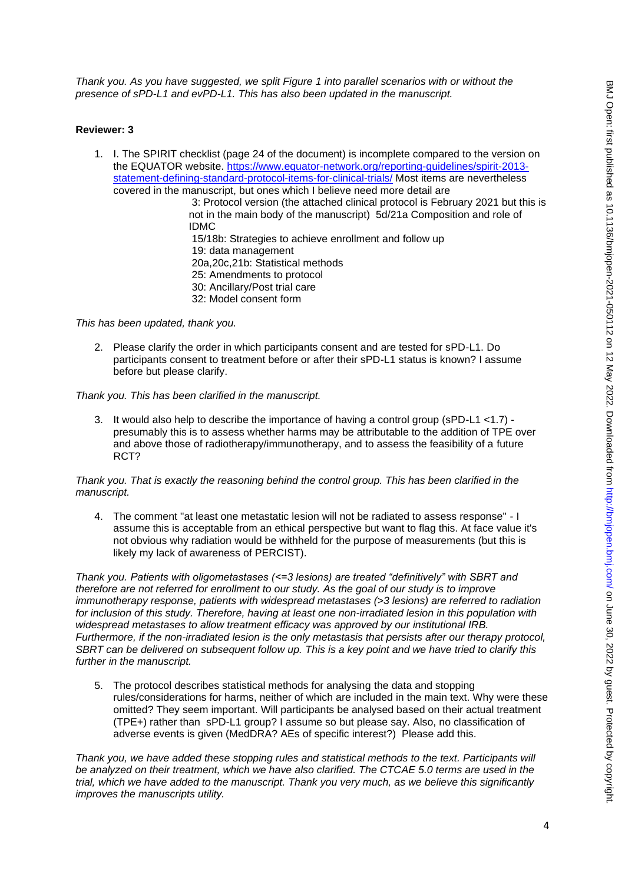*Thank you. As you have suggested, we split Figure 1 into parallel scenarios with or without the presence of sPD-L1 and evPD-L1. This has also been updated in the manuscript.*

**Reviewer: 3**

1. I. The SPIRIT checklist (page 24 of the document) is incomplete compared to the version on the EQUATOR website. https://www.equator-network.org/reporting-guidelines/spirit-2013-statement-defining-standard-protocol-items-for-clinical-trials/ Most items are nevertheless covered in the manuscript, but ones which I believe need more detail are

   3: Protocol version (the attached clinical protocol is February 2021 but this is not in the main body of the manuscript) 5d/21a Composition and role of IDMC
   15/18b: Strategies to achieve enrollment and follow up
   19: data management
   20a,20c,21b: Statistical methods
   25: Amendments to protocol
   30: Ancillary/Post trial care
   32: Model consent form

*This has been updated, thank you.*

2. Please clarify the order in which participants consent and are tested for sPD-L1. Do participants consent to treatment before or after their sPD-L1 status is known? I assume before but please clarify.

*Thank you. This has been clarified in the manuscript.*

3. It would also help to describe the importance of having a control group (sPD-L1 <1.7) - presumably this is to assess whether harms may be attributable to the addition of TPE over and above those of radiotherapy/immunotherapy, and to assess the feasibility of a future RCT?

*Thank you. That is exactly the reasoning behind the control group. This has been clarified in the manuscript.*

4. The comment "at least one metastatic lesion will not be radiated to assess response" - I assume this is acceptable from an ethical perspective but want to flag this. At face value it's not obvious why radiation would be withheld for the purpose of measurements (but this is likely my lack of awareness of PERCIST).

*Thank you. Patients with oligometastases (<=3 lesions) are treated "definitively" with SBRT and therefore are not referred for enrollment to our study. As the goal of our study is to improve immunotherapy response, patients with widespread metastases (>3 lesions) are referred to radiation for inclusion of this study. Therefore, having at least one non-irradiated lesion in this population with widespread metastases to allow treatment efficacy was approved by our institutional IRB. Furthermore, if the non-irradiated lesion is the only metastasis that persists after our therapy protocol, SBRT can be delivered on subsequent follow up. This is a key point and we have tried to clarify this further in the manuscript.*

5. The protocol describes statistical methods for analysing the data and stopping rules/considerations for harms, neither of which are included in the main text. Why were these omitted? They seem important. Will participants be analysed based on their actual treatment (TPE+) rather than sPD-L1 group? I assume so but please say. Also, no classification of adverse events is given (MedDRA? AEs of specific interest?) Please add this.

*Thank you, we have added these stopping rules and statistical methods to the text. Participants will be analyzed on their treatment, which we have also clarified. The CTCAE 5.0 terms are used in the trial, which we have added to the manuscript. Thank you very much, as we believe this significantly improves the manuscripts utility.*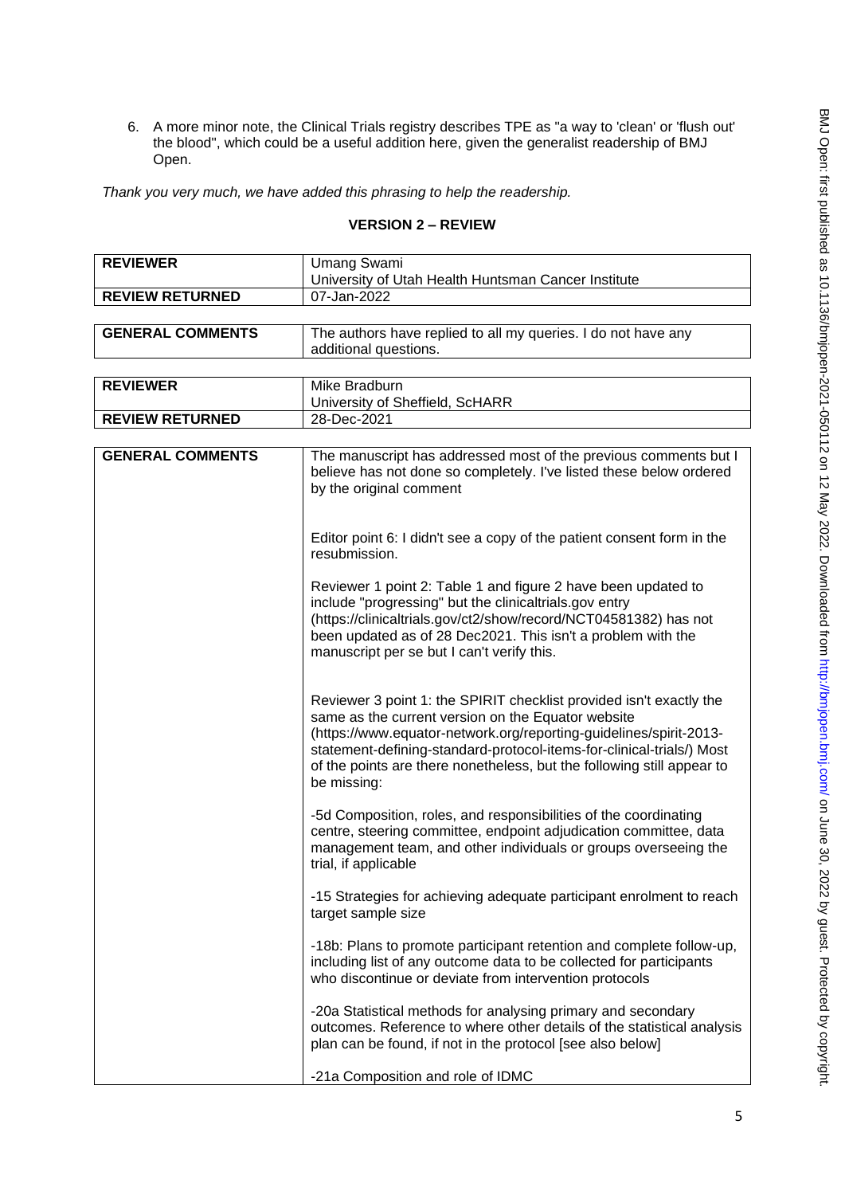6. A more minor note, the Clinical Trials registry describes TPE as "a way to 'clean' or 'flush out' the blood", which could be a useful addition here, given the generalist readership of BMJ Open.

*Thank you very much, we have added this phrasing to help the readership.*

## VERSION 2 – REVIEW

| | |
|---|---|
| **REVIEWER** | Umang Swami<br>University of Utah Health Huntsman Cancer Institute |
| **REVIEW RETURNED** | 07-Jan-2022 |

| | |
|---|---|
| **GENERAL COMMENTS** | The authors have replied to all my queries. I do not have any additional questions. |

| | |
|---|---|
| **REVIEWER** | Mike Bradburn<br>University of Sheffield, ScHARR |
| **REVIEW RETURNED** | 28-Dec-2021 |

| | |
|---|---|
| **GENERAL COMMENTS** | The manuscript has addressed most of the previous comments but I believe has not done so completely. I've listed these below ordered by the original comment<br><br>Editor point 6: I didn't see a copy of the patient consent form in the resubmission.<br><br>Reviewer 1 point 2: Table 1 and figure 2 have been updated to include "progressing" but the clinicaltrials.gov entry (https://clinicaltrials.gov/ct2/show/record/NCT04581382) has not been updated as of 28 Dec2021. This isn't a problem with the manuscript per se but I can't verify this.<br><br>Reviewer 3 point 1: the SPIRIT checklist provided isn't exactly the same as the current version on the Equator website (https://www.equator-network.org/reporting-guidelines/spirit-2013-statement-defining-standard-protocol-items-for-clinical-trials/) Most of the points are there nonetheless, but the following still appear to be missing:<br><br>-5d Composition, roles, and responsibilities of the coordinating centre, steering committee, endpoint adjudication committee, data management team, and other individuals or groups overseeing the trial, if applicable<br><br>-15 Strategies for achieving adequate participant enrolment to reach target sample size<br><br>-18b: Plans to promote participant retention and complete follow-up, including list of any outcome data to be collected for participants who discontinue or deviate from intervention protocols<br><br>-20a Statistical methods for analysing primary and secondary outcomes. Reference to where other details of the statistical analysis plan can be found, if not in the protocol [see also below]<br><br>-21a Composition and role of IDMC |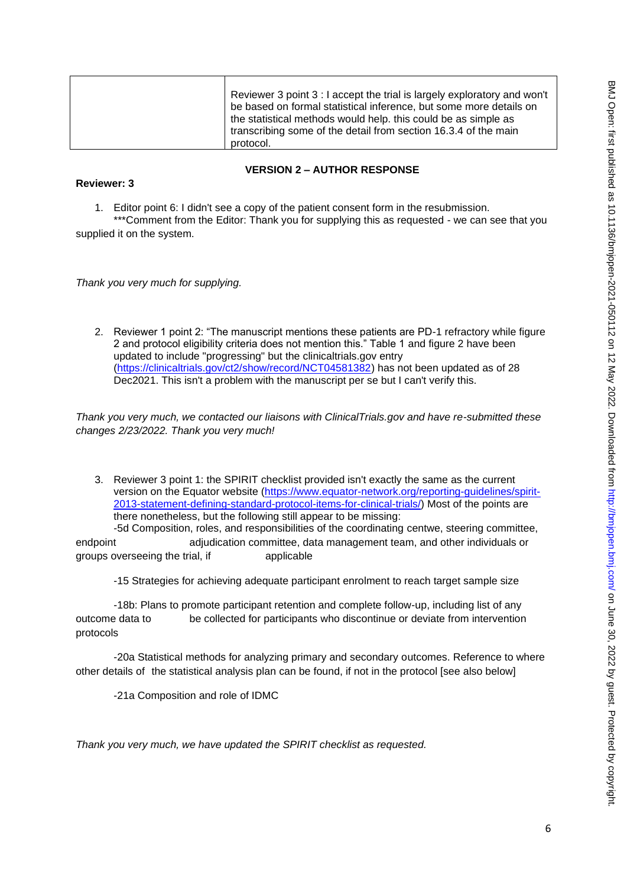| | |
|---|---|
| | Reviewer 3 point 3 : I accept the trial is largely exploratory and won't be based on formal statistical inference, but some more details on the statistical methods would help. this could be as simple as transcribing some of the detail from section 16.3.4 of the main protocol. |

## VERSION 2 – AUTHOR RESPONSE

**Reviewer: 3**

1. Editor point 6: I didn't see a copy of the patient consent form in the resubmission.
***Comment from the Editor: Thank you for supplying this as requested - we can see that you supplied it on the system.

*Thank you very much for supplying.*

2. Reviewer 1 point 2: "The manuscript mentions these patients are PD-1 refractory while figure 2 and protocol eligibility criteria does not mention this." Table 1 and figure 2 have been updated to include "progressing" but the clinicaltrials.gov entry (https://clinicaltrials.gov/ct2/show/record/NCT04581382) has not been updated as of 28 Dec2021. This isn't a problem with the manuscript per se but I can't verify this.

*Thank you very much, we contacted our liaisons with ClinicalTrials.gov and have re-submitted these changes 2/23/2022. Thank you very much!*

3. Reviewer 3 point 1: the SPIRIT checklist provided isn't exactly the same as the current version on the Equator website (https://www.equator-network.org/reporting-guidelines/spirit-2013-statement-defining-standard-protocol-items-for-clinical-trials/) Most of the points are there nonetheless, but the following still appear to be missing:

-5d Composition, roles, and responsibilities of the coordinating centwe, steering committee, endpoint adjudication committee, data management team, and other individuals or groups overseeing the trial, if applicable

-15 Strategies for achieving adequate participant enrolment to reach target sample size

-18b: Plans to promote participant retention and complete follow-up, including list of any outcome data to be collected for participants who discontinue or deviate from intervention protocols

-20a Statistical methods for analyzing primary and secondary outcomes. Reference to where other details of the statistical analysis plan can be found, if not in the protocol [see also below]

-21a Composition and role of IDMC

*Thank you very much, we have updated the SPIRIT checklist as requested.*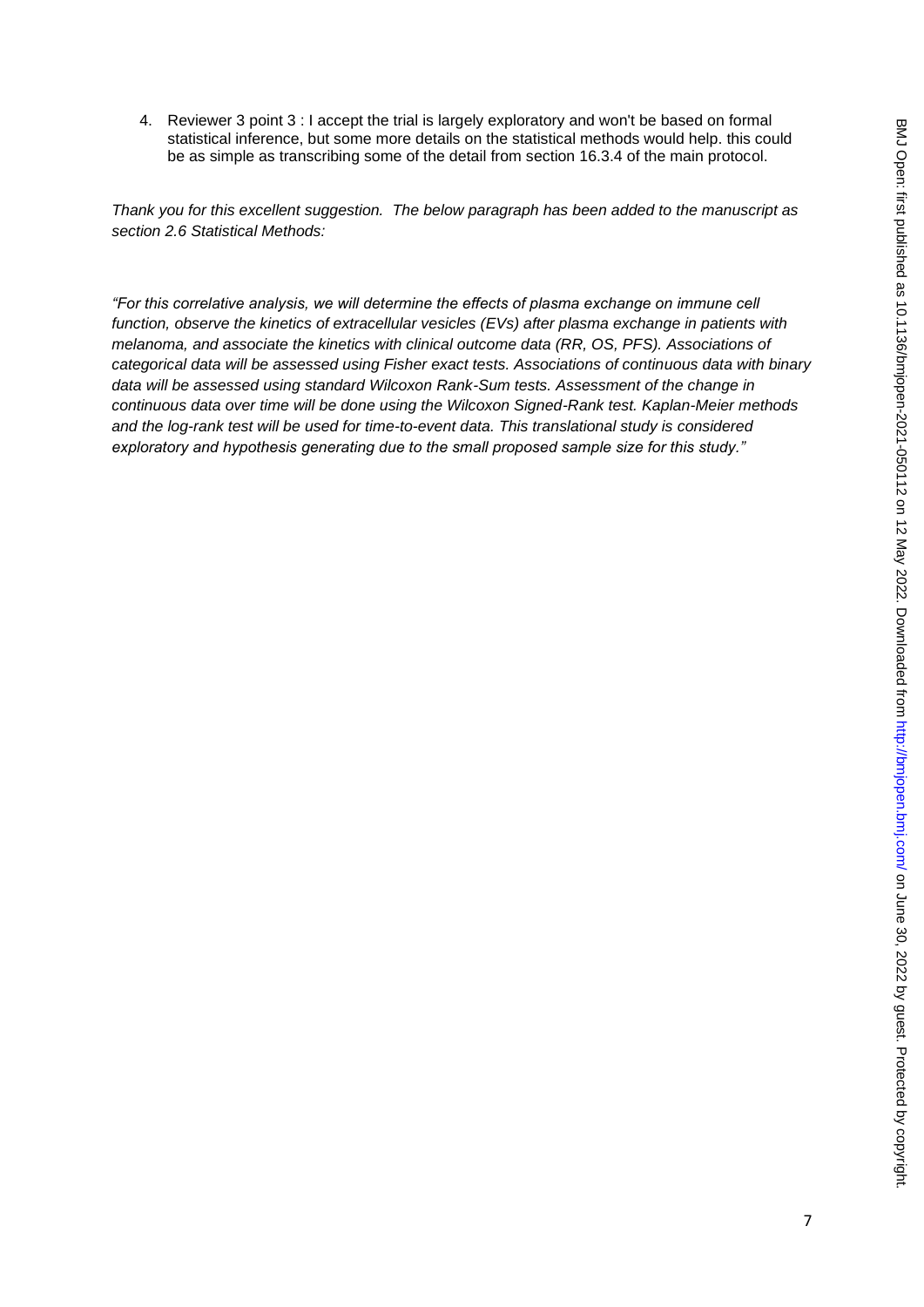4. Reviewer 3 point 3 : I accept the trial is largely exploratory and won't be based on formal statistical inference, but some more details on the statistical methods would help. this could be as simple as transcribing some of the detail from section 16.3.4 of the main protocol.

*Thank you for this excellent suggestion. The below paragraph has been added to the manuscript as section 2.6 Statistical Methods:*

*"For this correlative analysis, we will determine the effects of plasma exchange on immune cell function, observe the kinetics of extracellular vesicles (EVs) after plasma exchange in patients with melanoma, and associate the kinetics with clinical outcome data (RR, OS, PFS). Associations of categorical data will be assessed using Fisher exact tests. Associations of continuous data with binary data will be assessed using standard Wilcoxon Rank-Sum tests. Assessment of the change in continuous data over time will be done using the Wilcoxon Signed-Rank test. Kaplan-Meier methods and the log-rank test will be used for time-to-event data. This translational study is considered exploratory and hypothesis generating due to the small proposed sample size for this study."*